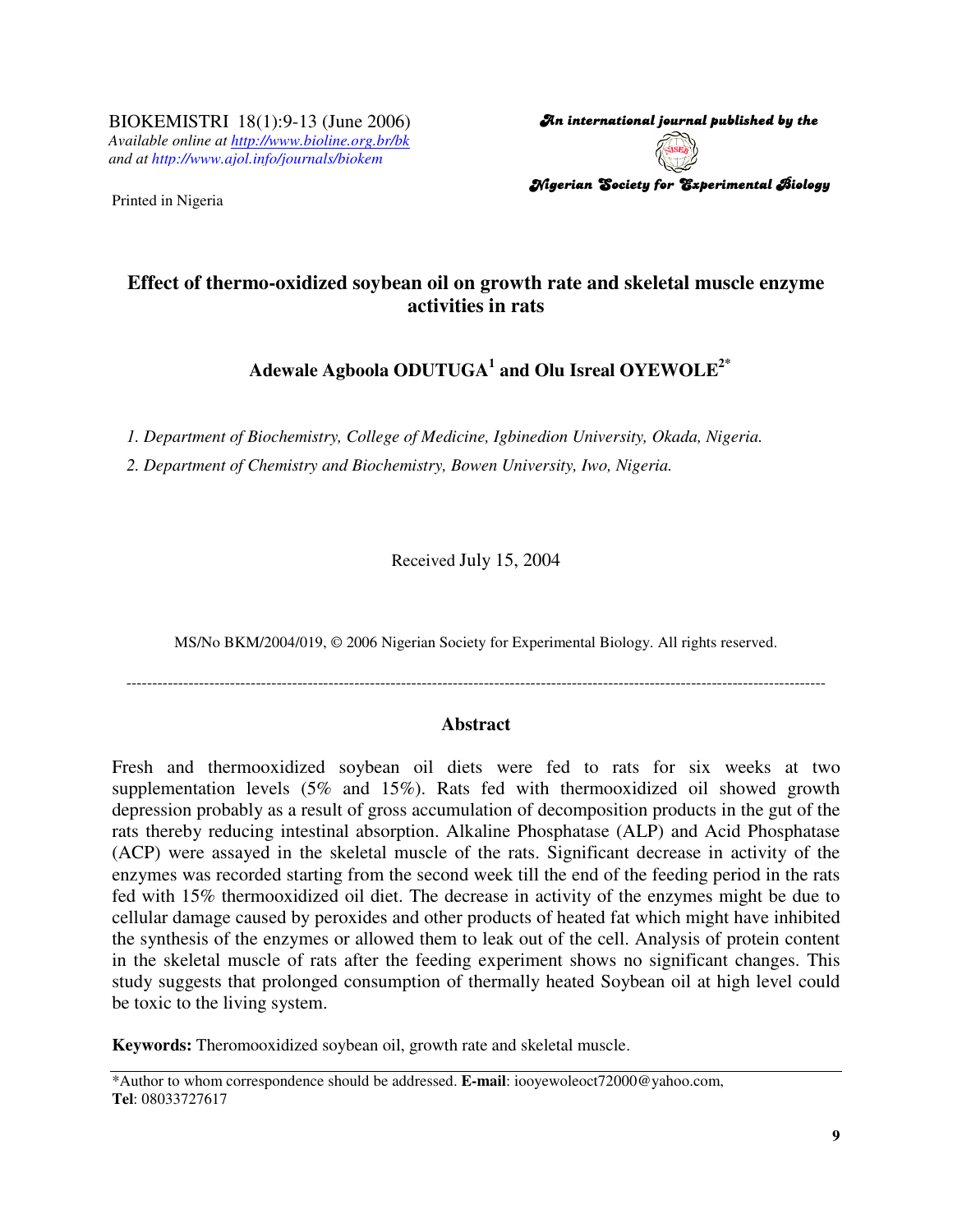BIOKEMISTRI 18(1):9-13 (June 2006)
*Available online at http://www.bioline.org.br/bk*
*and at http://www.ajol.info/journals/biokem*

Printed in Nigeria

*An international journal published by the*
*Nigerian Society for Experimental Biology*

# Effect of thermo-oxidized soybean oil on growth rate and skeletal muscle enzyme activities in rats

**Adewale Agboola ODUTUGA[1] and Olu Isreal OYEWOLE[2*]**

*1. Department of Biochemistry, College of Medicine, Igbinedion University, Okada, Nigeria.*

*2. Department of Chemistry and Biochemistry, Bowen University, Iwo, Nigeria.*

Received July 15, 2004

MS/No BKM/2004/019, © 2006 Nigerian Society for Experimental Biology. All rights reserved.

---

## Abstract

Fresh and thermooxidized soybean oil diets were fed to rats for six weeks at two supplementation levels (5% and 15%). Rats fed with thermooxidized oil showed growth depression probably as a result of gross accumulation of decomposition products in the gut of the rats thereby reducing intestinal absorption. Alkaline Phosphatase (ALP) and Acid Phosphatase (ACP) were assayed in the skeletal muscle of the rats. Significant decrease in activity of the enzymes was recorded starting from the second week till the end of the feeding period in the rats fed with 15% thermooxidized oil diet. The decrease in activity of the enzymes might be due to cellular damage caused by peroxides and other products of heated fat which might have inhibited the synthesis of the enzymes or allowed them to leak out of the cell. Analysis of protein content in the skeletal muscle of rats after the feeding experiment shows no significant changes. This study suggests that prolonged consumption of thermally heated Soybean oil at high level could be toxic to the living system.

**Keywords:** Theromooxidized soybean oil, growth rate and skeletal muscle.

---

*Author to whom correspondence should be addressed. **E-mail**: iooyewoleoct72000@yahoo.com, **Tel**: 08033727617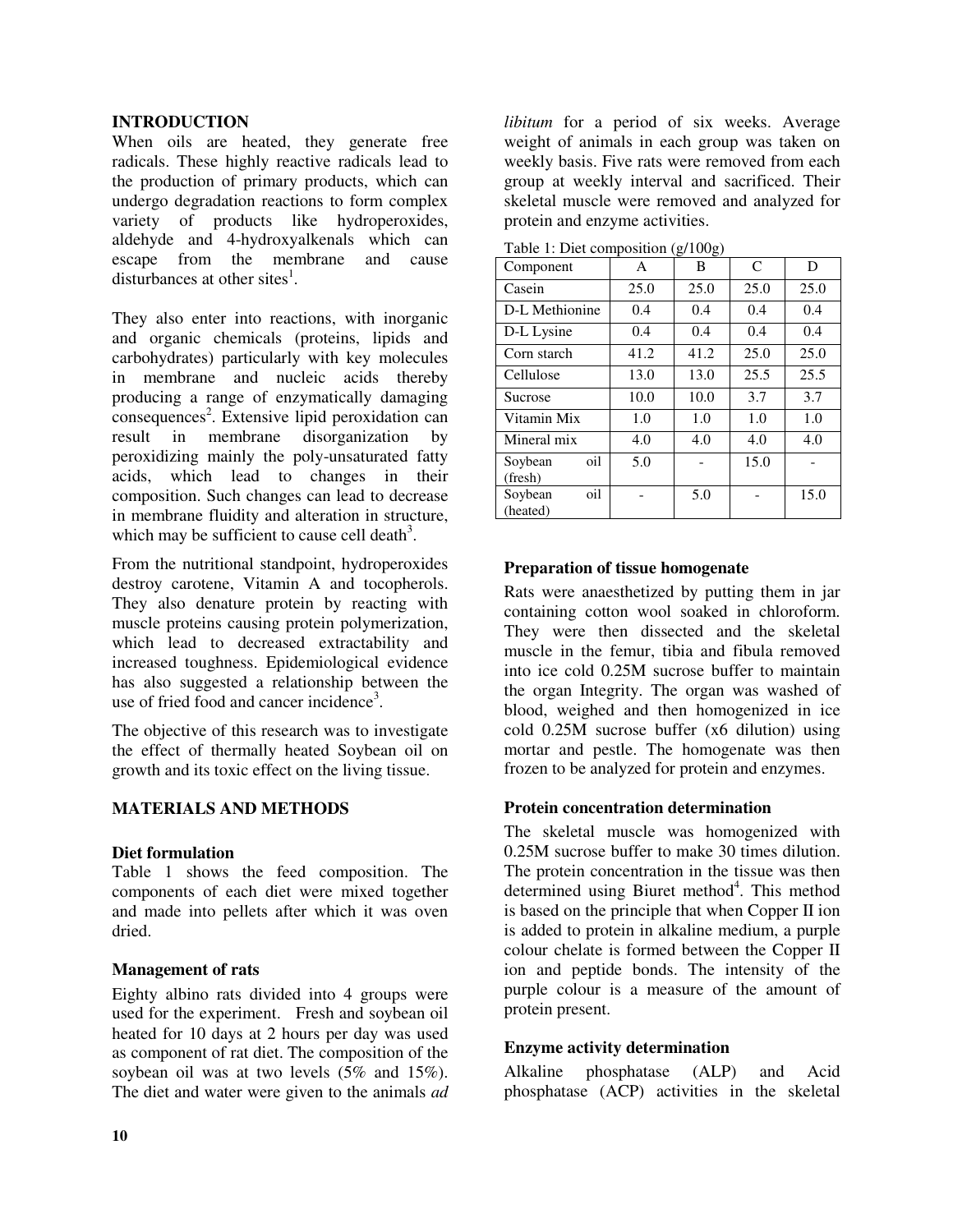## INTRODUCTION

When oils are heated, they generate free radicals. These highly reactive radicals lead to the production of primary products, which can undergo degradation reactions to form complex variety of products like hydroperoxides, aldehyde and 4-hydroxyalkenals which can escape from the membrane and cause disturbances at other sites[1].

They also enter into reactions, with inorganic and organic chemicals (proteins, lipids and carbohydrates) particularly with key molecules in membrane and nucleic acids thereby producing a range of enzymatically damaging consequences[2]. Extensive lipid peroxidation can result in membrane disorganization by peroxidizing mainly the poly-unsaturated fatty acids, which lead to changes in their composition. Such changes can lead to decrease in membrane fluidity and alteration in structure, which may be sufficient to cause cell death[3].

From the nutritional standpoint, hydroperoxides destroy carotene, Vitamin A and tocopherols. They also denature protein by reacting with muscle proteins causing protein polymerization, which lead to decreased extractability and increased toughness. Epidemiological evidence has also suggested a relationship between the use of fried food and cancer incidence[3].

The objective of this research was to investigate the effect of thermally heated Soybean oil on growth and its toxic effect on the living tissue.

## MATERIALS AND METHODS

### Diet formulation

Table 1 shows the feed composition. The components of each diet were mixed together and made into pellets after which it was oven dried.

### Management of rats

Eighty albino rats divided into 4 groups were used for the experiment. Fresh and soybean oil heated for 10 days at 2 hours per day was used as component of rat diet. The composition of the soybean oil was at two levels (5% and 15%). The diet and water were given to the animals *ad libitum* for a period of six weeks. Average weight of animals in each group was taken on weekly basis. Five rats were removed from each group at weekly interval and sacrificed. Their skeletal muscle were removed and analyzed for protein and enzyme activities.

Table 1: Diet composition (g/100g)

| Component | A | B | C | D |
|---|---|---|---|---|
| Casein | 25.0 | 25.0 | 25.0 | 25.0 |
| D-L Methionine | 0.4 | 0.4 | 0.4 | 0.4 |
| D-L Lysine | 0.4 | 0.4 | 0.4 | 0.4 |
| Corn starch | 41.2 | 41.2 | 25.0 | 25.0 |
| Cellulose | 13.0 | 13.0 | 25.5 | 25.5 |
| Sucrose | 10.0 | 10.0 | 3.7 | 3.7 |
| Vitamin Mix | 1.0 | 1.0 | 1.0 | 1.0 |
| Mineral mix | 4.0 | 4.0 | 4.0 | 4.0 |
| Soybean oil (fresh) | 5.0 | - | 15.0 | - |
| Soybean oil (heated) | - | 5.0 | - | 15.0 |

### Preparation of tissue homogenate

Rats were anaesthetized by putting them in jar containing cotton wool soaked in chloroform. They were then dissected and the skeletal muscle in the femur, tibia and fibula removed into ice cold 0.25M sucrose buffer to maintain the organ Integrity. The organ was washed of blood, weighed and then homogenized in ice cold 0.25M sucrose buffer (x6 dilution) using mortar and pestle. The homogenate was then frozen to be analyzed for protein and enzymes.

### Protein concentration determination

The skeletal muscle was homogenized with 0.25M sucrose buffer to make 30 times dilution. The protein concentration in the tissue was then determined using Biuret method[4]. This method is based on the principle that when Copper II ion is added to protein in alkaline medium, a purple colour chelate is formed between the Copper II ion and peptide bonds. The intensity of the purple colour is a measure of the amount of protein present.

### Enzyme activity determination

Alkaline phosphatase (ALP) and Acid phosphatase (ACP) activities in the skeletal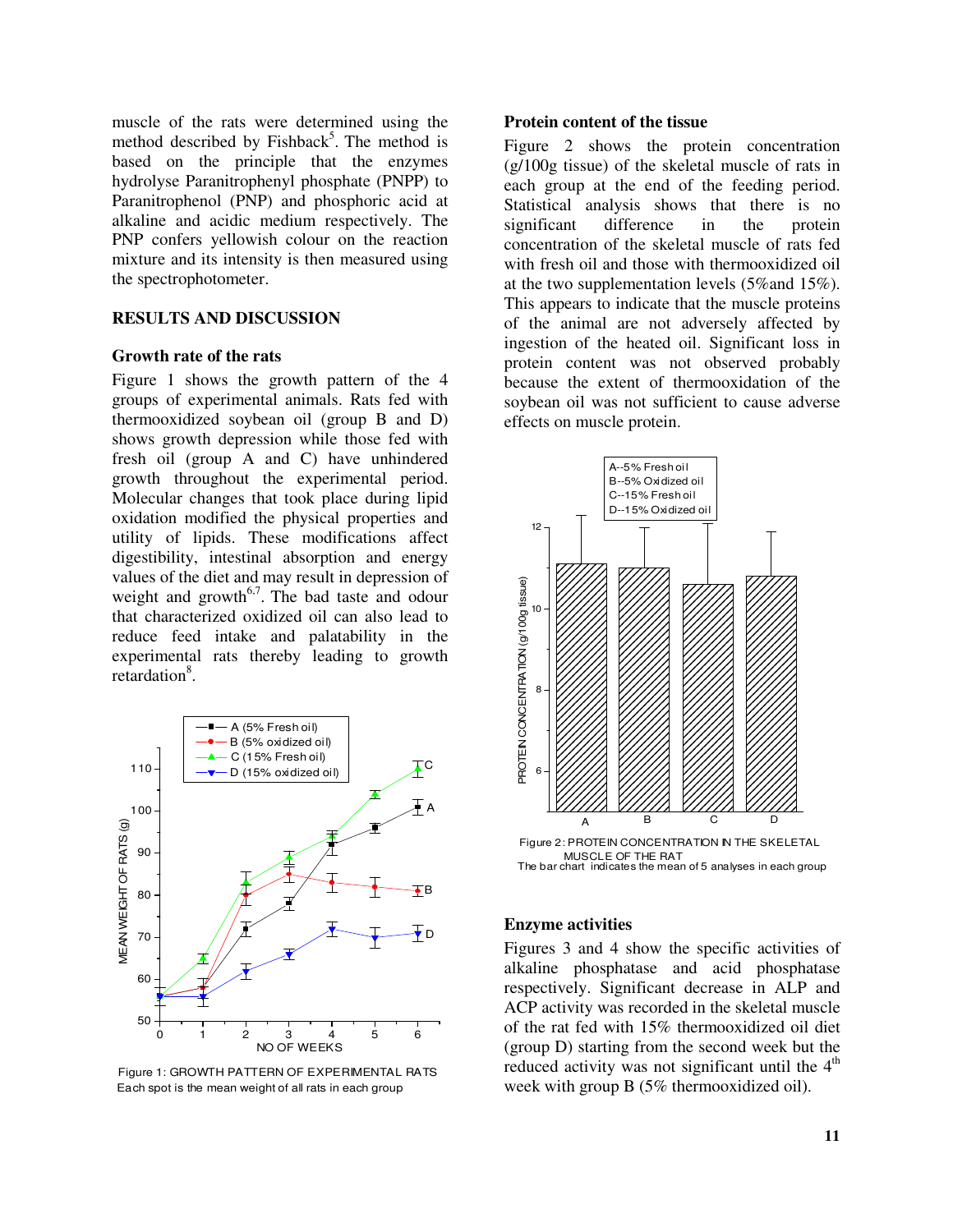muscle of the rats were determined using the method described by Fishback[5]. The method is based on the principle that the enzymes hydrolyse Paranitrophenyl phosphate (PNPP) to Paranitrophenol (PNP) and phosphoric acid at alkaline and acidic medium respectively. The PNP confers yellowish colour on the reaction mixture and its intensity is then measured using the spectrophotometer.

## RESULTS AND DISCUSSION

### Growth rate of the rats

Figure 1 shows the growth pattern of the 4 groups of experimental animals. Rats fed with thermooxidized soybean oil (group B and D) shows growth depression while those fed with fresh oil (group A and C) have unhindered growth throughout the experimental period. Molecular changes that took place during lipid oxidation modified the physical properties and utility of lipids. These modifications affect digestibility, intestinal absorption and energy values of the diet and may result in depression of weight and growth[6,7]. The bad taste and odour that characterized oxidized oil can also lead to reduce feed intake and palatability in the experimental rats thereby leading to growth retardation[8].

Figure 1: GROWTH PATTERN OF EXPERIMENTAL RATS
Each spot is the mean weight of all rats in each group

### Protein content of the tissue

Figure 2 shows the protein concentration (g/100g tissue) of the skeletal muscle of rats in each group at the end of the feeding period. Statistical analysis shows that there is no significant difference in the protein concentration of the skeletal muscle of rats fed with fresh oil and those with thermooxidized oil at the two supplementation levels (5%and 15%). This appears to indicate that the muscle proteins of the animal are not adversely affected by ingestion of the heated oil. Significant loss in protein content was not observed probably because the extent of thermooxidation of the soybean oil was not sufficient to cause adverse effects on muscle protein.

Figure 2: PROTEIN CONCENTRATION IN THE SKELETAL MUSCLE OF THE RAT
The bar chart indicates the mean of 5 analyses in each group

### Enzyme activities

Figures 3 and 4 show the specific activities of alkaline phosphatase and acid phosphatase respectively. Significant decrease in ALP and ACP activity was recorded in the skeletal muscle of the rat fed with 15% thermooxidized oil diet (group D) starting from the second week but the reduced activity was not significant until the 4th week with group B (5% thermooxidized oil).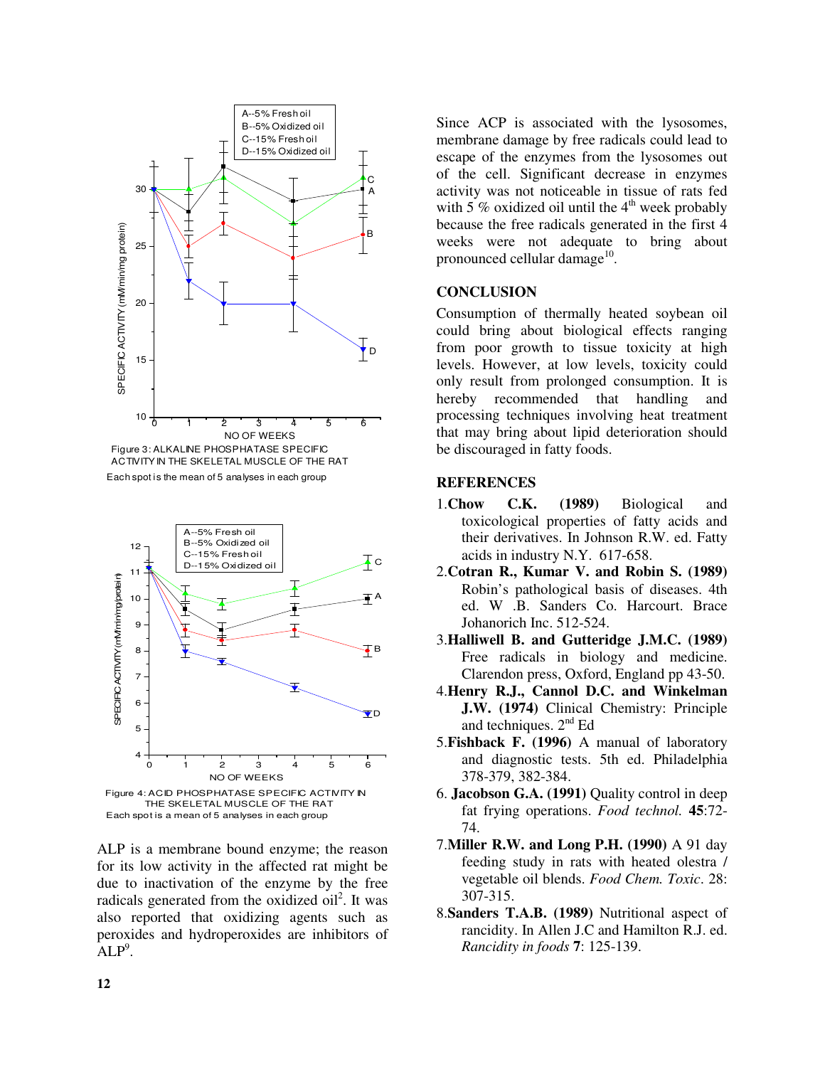Figure 3: ALKALINE PHOSPHATASE SPECIFIC ACTIVITY IN THE SKELETAL MUSCLE OF THE RAT

Each spot is the mean of 5 analyses in each group

Figure 4: ACID PHOSPHATASE SPECIFIC ACTIVITY IN THE SKELETAL MUSCLE OF THE RAT

Each spot is a mean of 5 analyses in each group

ALP is a membrane bound enzyme; the reason for its low activity in the affected rat might be due to inactivation of the enzyme by the free radicals generated from the oxidized oil[2]. It was also reported that oxidizing agents such as peroxides and hydroperoxides are inhibitors of ALP[9].

Since ACP is associated with the lysosomes, membrane damage by free radicals could lead to escape of the enzymes from the lysosomes out of the cell. Significant decrease in enzymes activity was not noticeable in tissue of rats fed with 5 % oxidized oil until the 4th week probably because the free radicals generated in the first 4 weeks were not adequate to bring about pronounced cellular damage[10].

## CONCLUSION

Consumption of thermally heated soybean oil could bring about biological effects ranging from poor growth to tissue toxicity at high levels. However, at low levels, toxicity could only result from prolonged consumption. It is hereby recommended that handling and processing techniques involving heat treatment that may bring about lipid deterioration should be discouraged in fatty foods.

## REFERENCES

1. **Chow C.K. (1989)** Biological and toxicological properties of fatty acids and their derivatives. In Johnson R.W. ed. Fatty acids in industry N.Y. 617-658.
2. **Cotran R., Kumar V. and Robin S. (1989)** Robin's pathological basis of diseases. 4th ed. W .B. Sanders Co. Harcourt. Brace Johanorich Inc. 512-524.
3. **Halliwell B. and Gutteridge J.M.C. (1989)** Free radicals in biology and medicine. Clarendon press, Oxford, England pp 43-50.
4. **Henry R.J., Cannol D.C. and Winkelman J.W. (1974)** Clinical Chemistry: Principle and techniques. 2nd Ed
5. **Fishback F. (1996)** A manual of laboratory and diagnostic tests. 5th ed. Philadelphia 378-379, 382-384.
6. **Jacobson G.A. (1991)** Quality control in deep fat frying operations. *Food technol.* **45**:72-74.
7. **Miller R.W. and Long P.H. (1990)** A 91 day feeding study in rats with heated olestra / vegetable oil blends. *Food Chem. Toxic*. 28: 307-315.
8. **Sanders T.A.B. (1989)** Nutritional aspect of rancidity. In Allen J.C and Hamilton R.J. ed. *Rancidity in foods* **7**: 125-139.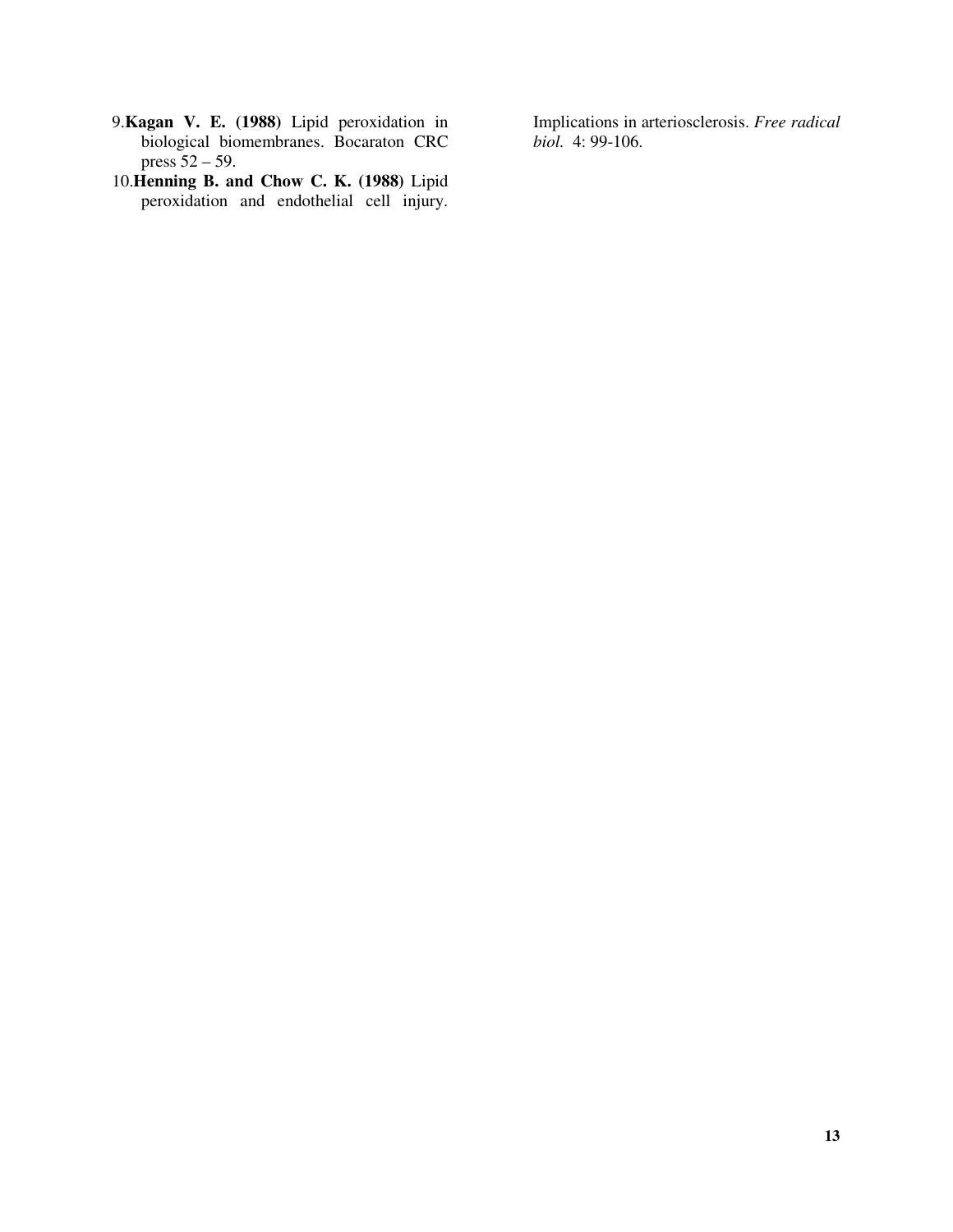9. **Kagan V. E. (1988)** Lipid peroxidation in biological biomembranes. Bocaraton CRC press 52 – 59.
10. **Henning B. and Chow C. K. (1988)** Lipid peroxidation and endothelial cell injury. Implications in arteriosclerosis. *Free radical biol.* 4: 99-106.